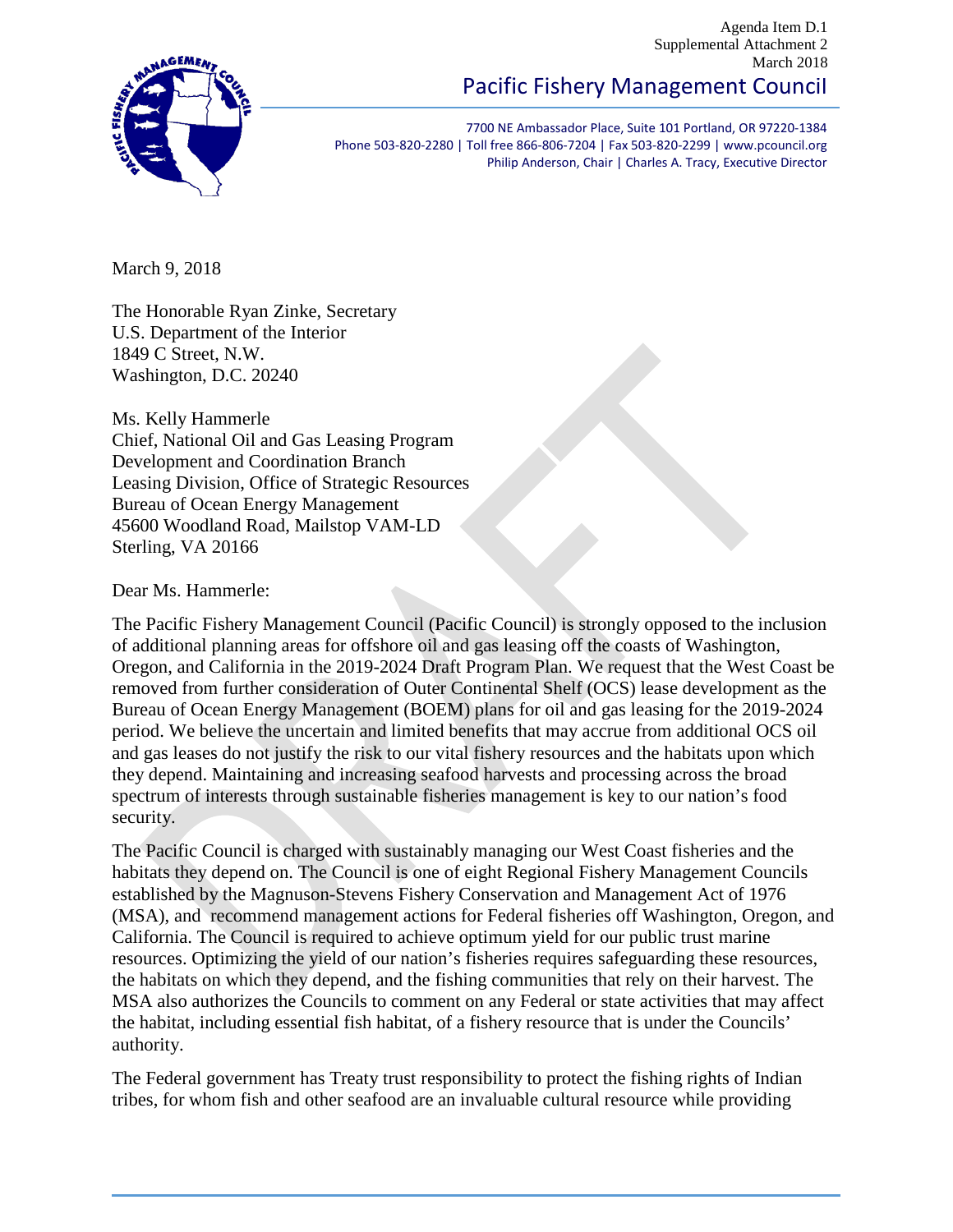Agenda Item D.1
Supplemental Attachment 2
March 2018

# Pacific Fishery Management Council

7700 NE Ambassador Place, Suite 101 Portland, OR 97220-1384
Phone 503-820-2280 | Toll free 866-806-7204 | Fax 503-820-2299 | www.pcouncil.org
Philip Anderson, Chair | Charles A. Tracy, Executive Director

March 9, 2018

The Honorable Ryan Zinke, Secretary
U.S. Department of the Interior
1849 C Street, N.W.
Washington, D.C. 20240

Ms. Kelly Hammerle
Chief, National Oil and Gas Leasing Program
Development and Coordination Branch
Leasing Division, Office of Strategic Resources
Bureau of Ocean Energy Management
45600 Woodland Road, Mailstop VAM-LD
Sterling, VA 20166

Dear Ms. Hammerle:

The Pacific Fishery Management Council (Pacific Council) is strongly opposed to the inclusion of additional planning areas for offshore oil and gas leasing off the coasts of Washington, Oregon, and California in the 2019-2024 Draft Program Plan. We request that the West Coast be removed from further consideration of Outer Continental Shelf (OCS) lease development as the Bureau of Ocean Energy Management (BOEM) plans for oil and gas leasing for the 2019-2024 period. We believe the uncertain and limited benefits that may accrue from additional OCS oil and gas leases do not justify the risk to our vital fishery resources and the habitats upon which they depend. Maintaining and increasing seafood harvests and processing across the broad spectrum of interests through sustainable fisheries management is key to our nation's food security.

The Pacific Council is charged with sustainably managing our West Coast fisheries and the habitats they depend on. The Council is one of eight Regional Fishery Management Councils established by the Magnuson-Stevens Fishery Conservation and Management Act of 1976 (MSA), and recommend management actions for Federal fisheries off Washington, Oregon, and California. The Council is required to achieve optimum yield for our public trust marine resources. Optimizing the yield of our nation's fisheries requires safeguarding these resources, the habitats on which they depend, and the fishing communities that rely on their harvest. The MSA also authorizes the Councils to comment on any Federal or state activities that may affect the habitat, including essential fish habitat, of a fishery resource that is under the Councils' authority.

The Federal government has Treaty trust responsibility to protect the fishing rights of Indian tribes, for whom fish and other seafood are an invaluable cultural resource while providing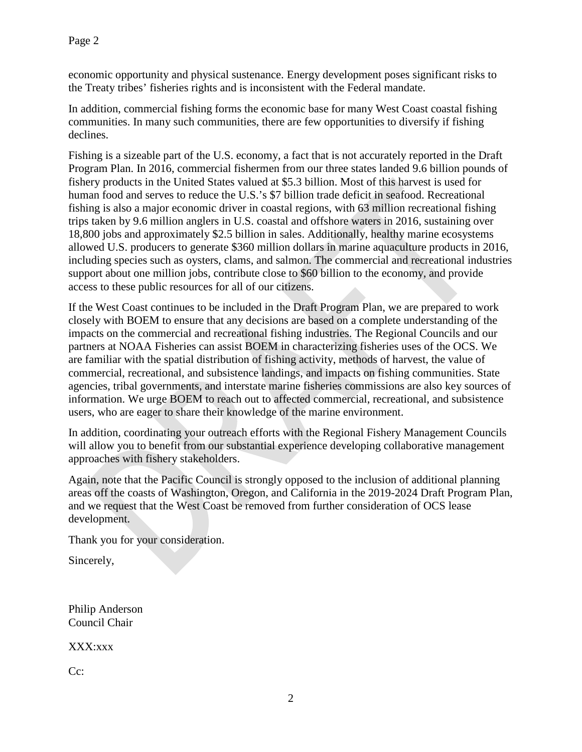economic opportunity and physical sustenance. Energy development poses significant risks to the Treaty tribes' fisheries rights and is inconsistent with the Federal mandate.

In addition, commercial fishing forms the economic base for many West Coast coastal fishing communities. In many such communities, there are few opportunities to diversify if fishing declines.

Fishing is a sizeable part of the U.S. economy, a fact that is not accurately reported in the Draft Program Plan. In 2016, commercial fishermen from our three states landed 9.6 billion pounds of fishery products in the United States valued at $5.3 billion. Most of this harvest is used for human food and serves to reduce the U.S.'s $7 billion trade deficit in seafood. Recreational fishing is also a major economic driver in coastal regions, with 63 million recreational fishing trips taken by 9.6 million anglers in U.S. coastal and offshore waters in 2016, sustaining over 18,800 jobs and approximately $2.5 billion in sales. Additionally, healthy marine ecosystems allowed U.S. producers to generate $360 million dollars in marine aquaculture products in 2016, including species such as oysters, clams, and salmon. The commercial and recreational industries support about one million jobs, contribute close to $60 billion to the economy, and provide access to these public resources for all of our citizens.

If the West Coast continues to be included in the Draft Program Plan, we are prepared to work closely with BOEM to ensure that any decisions are based on a complete understanding of the impacts on the commercial and recreational fishing industries. The Regional Councils and our partners at NOAA Fisheries can assist BOEM in characterizing fisheries uses of the OCS. We are familiar with the spatial distribution of fishing activity, methods of harvest, the value of commercial, recreational, and subsistence landings, and impacts on fishing communities. State agencies, tribal governments, and interstate marine fisheries commissions are also key sources of information. We urge BOEM to reach out to affected commercial, recreational, and subsistence users, who are eager to share their knowledge of the marine environment.

In addition, coordinating your outreach efforts with the Regional Fishery Management Councils will allow you to benefit from our substantial experience developing collaborative management approaches with fishery stakeholders.

Again, note that the Pacific Council is strongly opposed to the inclusion of additional planning areas off the coasts of Washington, Oregon, and California in the 2019-2024 Draft Program Plan, and we request that the West Coast be removed from further consideration of OCS lease development.

Thank you for your consideration.

Sincerely,

Philip Anderson
Council Chair

XXX:xxx

Cc: